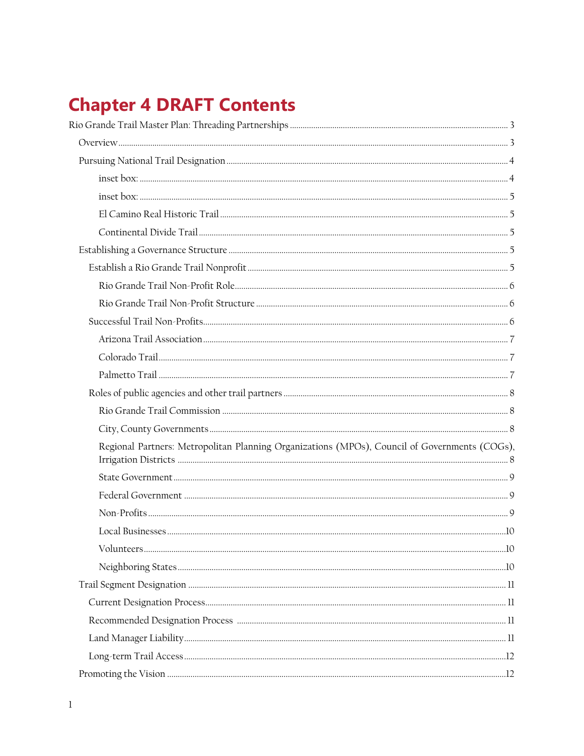# Chapter 4 DRAFT Contents

- Rio Grande Trail Master Plan: Threading Partnerships ........ 3
  - Overview ........ 3
  - Pursuing National Trail Designation ........ 4
      - inset box: ........ 4
      - inset box: ........ 5
      - El Camino Real Historic Trail ........ 5
      - Continental Divide Trail ........ 5
  - Establishing a Governance Structure ........ 5
    - Establish a Rio Grande Trail Nonprofit ........ 5
      - Rio Grande Trail Non-Profit Role ........ 6
      - Rio Grande Trail Non-Profit Structure ........ 6
    - Successful Trail Non-Profits ........ 6
      - Arizona Trail Association ........ 7
      - Colorado Trail ........ 7
      - Palmetto Trail ........ 7
    - Roles of public agencies and other trail partners ........ 8
      - Rio Grande Trail Commission ........ 8
      - City, County Governments ........ 8
      - Regional Partners: Metropolitan Planning Organizations (MPOs), Council of Governments (COGs), Irrigation Districts ........ 8
      - State Government ........ 9
      - Federal Government ........ 9
      - Non-Profits ........ 9
      - Local Businesses ........ 10
      - Volunteers ........ 10
      - Neighboring States ........ 10
  - Trail Segment Designation ........ 11
    - Current Designation Process ........ 11
    - Recommended Designation Process ........ 11
    - Land Manager Liability ........ 11
    - Long-term Trail Access ........ 12
  - Promoting the Vision ........ 12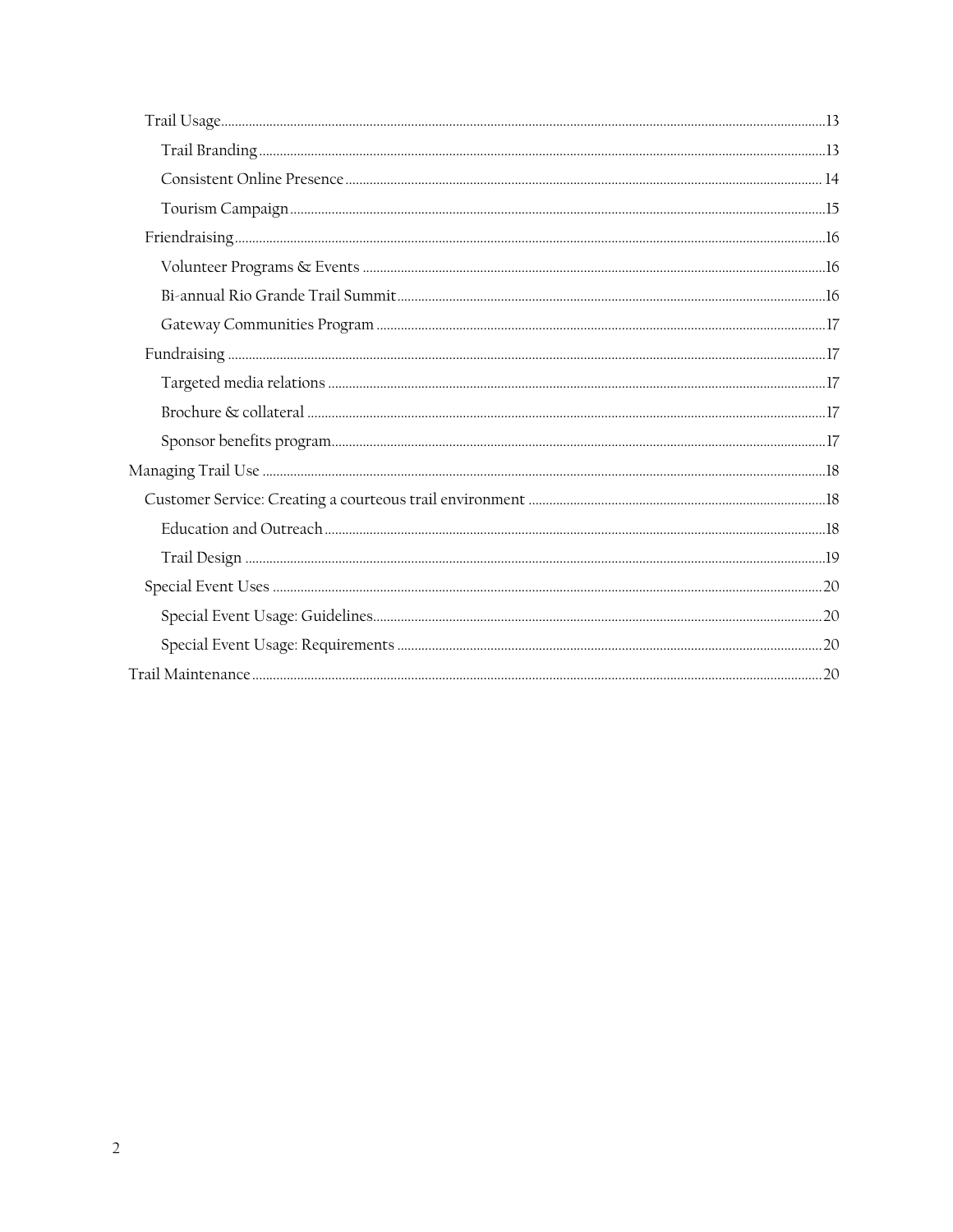- Trail Usage ........ 13
  - Trail Branding ........ 13
  - Consistent Online Presence ........ 14
  - Tourism Campaign ........ 15
- Friendraising ........ 16
  - Volunteer Programs & Events ........ 16
  - Bi-annual Rio Grande Trail Summit ........ 16
  - Gateway Communities Program ........ 17
- Fundraising ........ 17
  - Targeted media relations ........ 17
  - Brochure & collateral ........ 17
  - Sponsor benefits program ........ 17

Managing Trail Use ........ 18

- Customer Service: Creating a courteous trail environment ........ 18
  - Education and Outreach ........ 18
  - Trail Design ........ 19
- Special Event Uses ........ 20
  - Special Event Usage: Guidelines ........ 20
  - Special Event Usage: Requirements ........ 20

Trail Maintenance ........ 20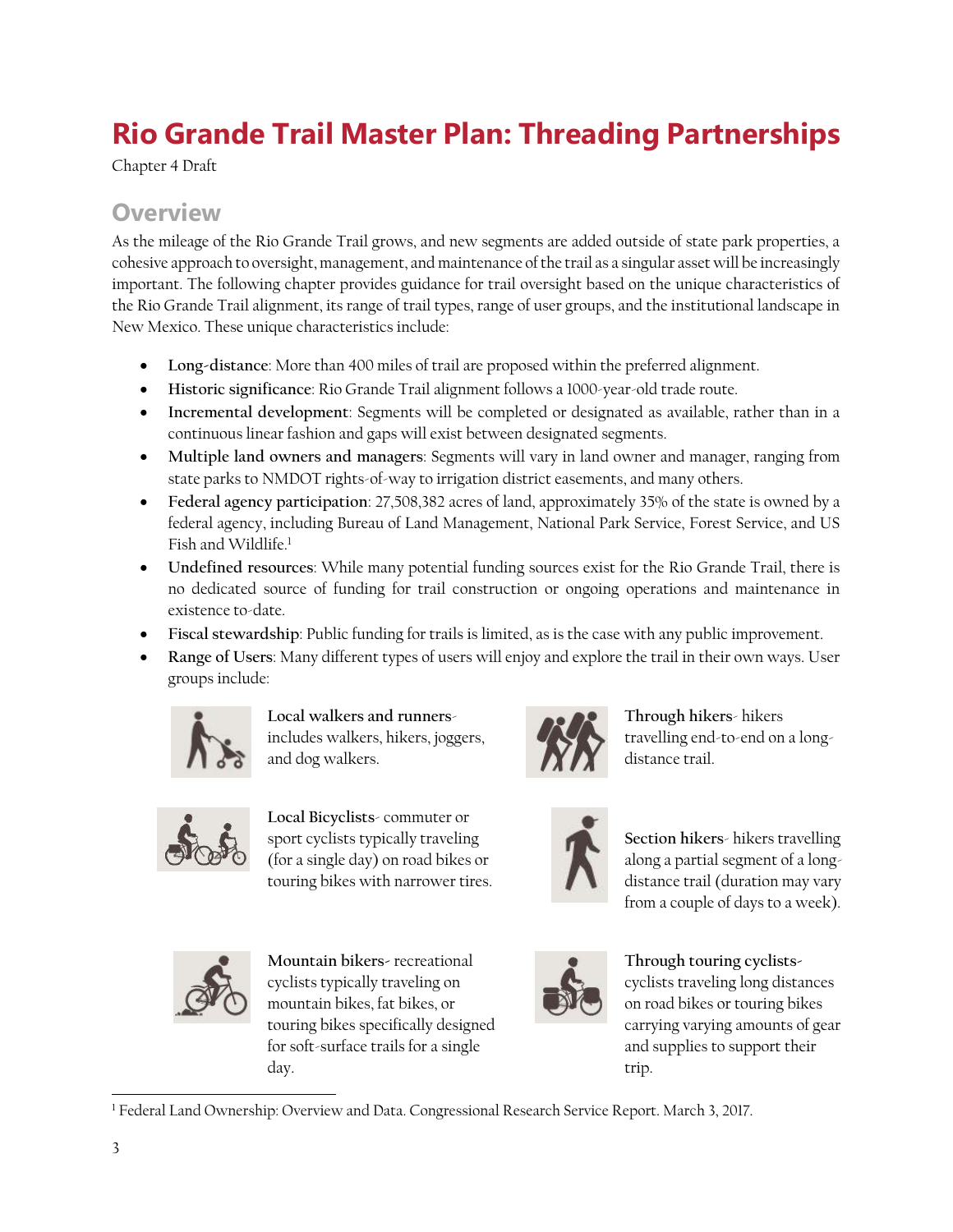# Rio Grande Trail Master Plan: Threading Partnerships

Chapter 4 Draft

## Overview

As the mileage of the Rio Grande Trail grows, and new segments are added outside of state park properties, a cohesive approach to oversight, management, and maintenance of the trail as a singular asset will be increasingly important. The following chapter provides guidance for trail oversight based on the unique characteristics of the Rio Grande Trail alignment, its range of trail types, range of user groups, and the institutional landscape in New Mexico. These unique characteristics include:

- **Long-distance**: More than 400 miles of trail are proposed within the preferred alignment.
- **Historic significance**: Rio Grande Trail alignment follows a 1000-year-old trade route.
- **Incremental development**: Segments will be completed or designated as available, rather than in a continuous linear fashion and gaps will exist between designated segments.
- **Multiple land owners and managers**: Segments will vary in land owner and manager, ranging from state parks to NMDOT rights-of-way to irrigation district easements, and many others.
- **Federal agency participation**: 27,508,382 acres of land, approximately 35% of the state is owned by a federal agency, including Bureau of Land Management, National Park Service, Forest Service, and US Fish and Wildlife.[1]
- **Undefined resources**: While many potential funding sources exist for the Rio Grande Trail, there is no dedicated source of funding for trail construction or ongoing operations and maintenance in existence to-date.
- **Fiscal stewardship**: Public funding for trails is limited, as is the case with any public improvement.
- **Range of Users**: Many different types of users will enjoy and explore the trail in their own ways. User groups include:

**Local walkers and runners**- includes walkers, hikers, joggers, and dog walkers.

**Through hikers**- hikers travelling end-to-end on a long-distance trail.

**Local Bicyclists**- commuter or sport cyclists typically traveling (for a single day) on road bikes or touring bikes with narrower tires.

**Section hikers**- hikers travelling along a partial segment of a long-distance trail (duration may vary from a couple of days to a week).

**Mountain bikers**- recreational cyclists typically traveling on mountain bikes, fat bikes, or touring bikes specifically designed for soft-surface trails for a single day.

**Through touring cyclists**- cyclists traveling long distances on road bikes or touring bikes carrying varying amounts of gear and supplies to support their trip.

[1] Federal Land Ownership: Overview and Data. Congressional Research Service Report. March 3, 2017.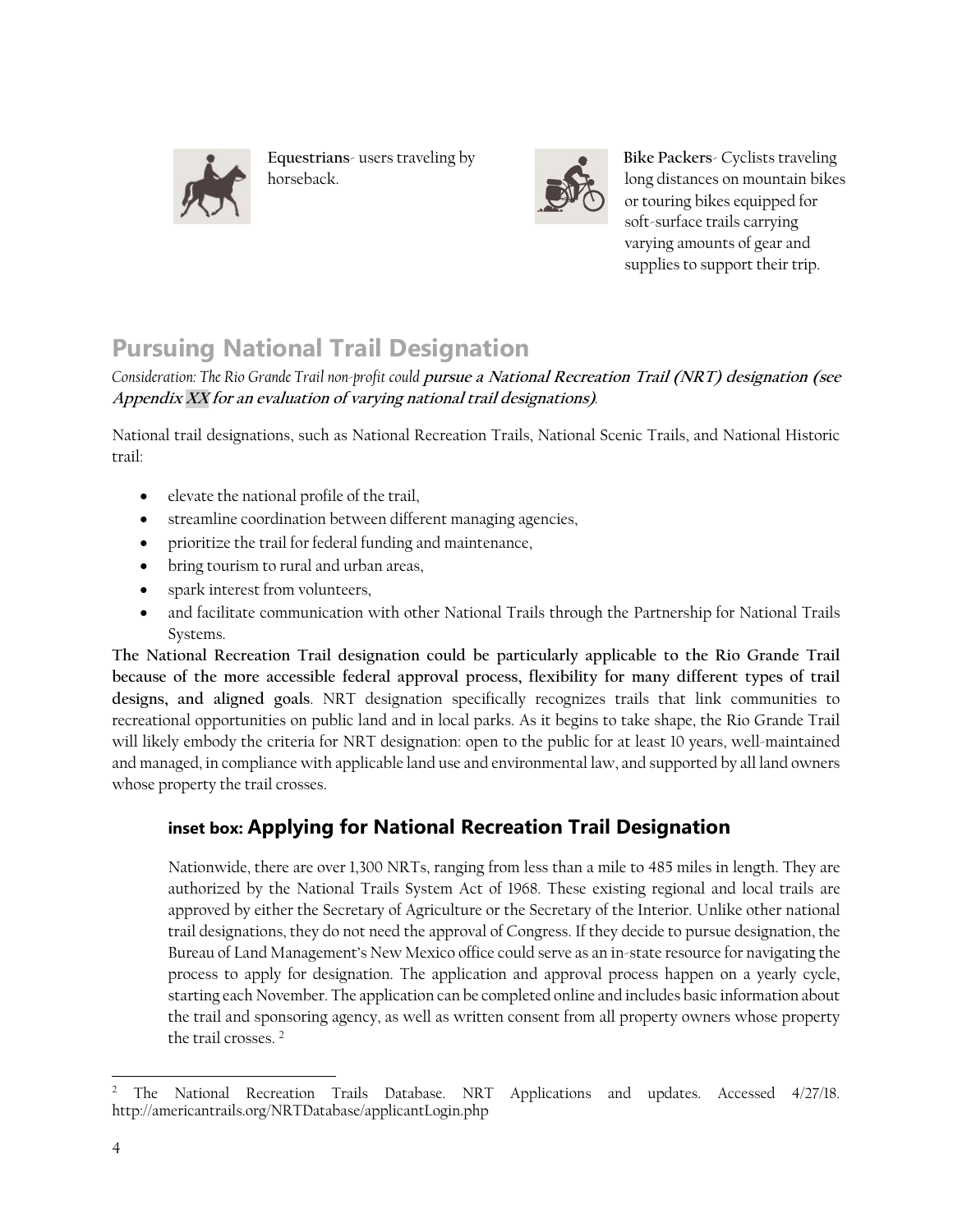**Equestrians**- users traveling by horseback.

**Bike Packers**- Cyclists traveling long distances on mountain bikes or touring bikes equipped for soft-surface trails carrying varying amounts of gear and supplies to support their trip.

## Pursuing National Trail Designation

*Consideration: The Rio Grande Trail non-profit could* ***pursue a National Recreation Trail (NRT) designation (see Appendix XX for an evaluation of varying national trail designations)****.*

National trail designations, such as National Recreation Trails, National Scenic Trails, and National Historic trail:

- elevate the national profile of the trail,
- streamline coordination between different managing agencies,
- prioritize the trail for federal funding and maintenance,
- bring tourism to rural and urban areas,
- spark interest from volunteers,
- and facilitate communication with other National Trails through the Partnership for National Trails Systems.

**The National Recreation Trail designation could be particularly applicable to the Rio Grande Trail because of the more accessible federal approval process, flexibility for many different types of trail designs, and aligned goals**. NRT designation specifically recognizes trails that link communities to recreational opportunities on public land and in local parks. As it begins to take shape, the Rio Grande Trail will likely embody the criteria for NRT designation: open to the public for at least 10 years, well-maintained and managed, in compliance with applicable land use and environmental law, and supported by all land owners whose property the trail crosses.

### inset box: Applying for National Recreation Trail Designation

Nationwide, there are over 1,300 NRTs, ranging from less than a mile to 485 miles in length. They are authorized by the National Trails System Act of 1968. These existing regional and local trails are approved by either the Secretary of Agriculture or the Secretary of the Interior. Unlike other national trail designations, they do not need the approval of Congress. If they decide to pursue designation, the Bureau of Land Management's New Mexico office could serve as an in-state resource for navigating the process to apply for designation. The application and approval process happen on a yearly cycle, starting each November. The application can be completed online and includes basic information about the trail and sponsoring agency, as well as written consent from all property owners whose property the trail crosses. [2]

---

[2] The National Recreation Trails Database. NRT Applications and updates. Accessed 4/27/18. http://americantrails.org/NRTDatabase/applicantLogin.php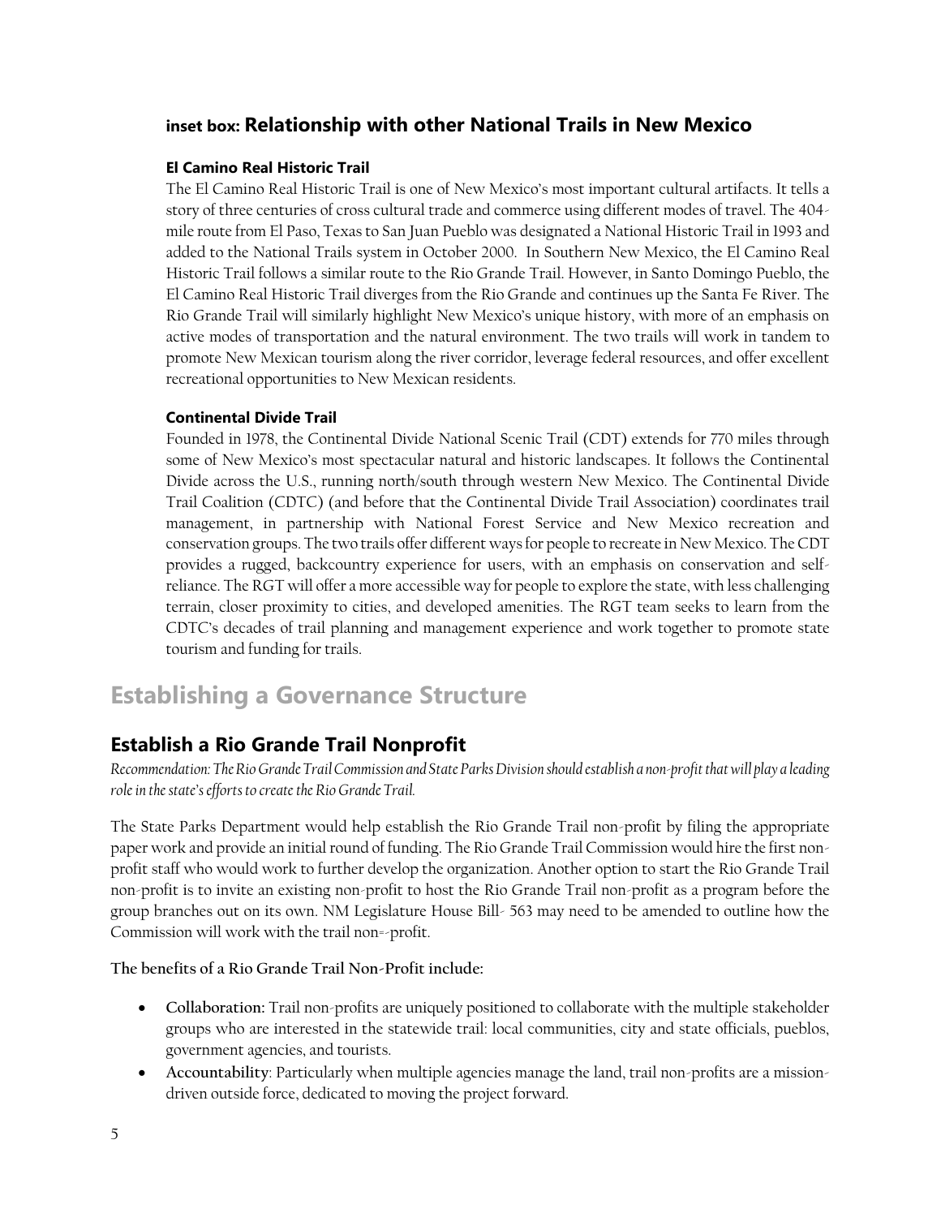## inset box: Relationship with other National Trails in New Mexico

#### El Camino Real Historic Trail

The El Camino Real Historic Trail is one of New Mexico's most important cultural artifacts. It tells a story of three centuries of cross cultural trade and commerce using different modes of travel. The 404-mile route from El Paso, Texas to San Juan Pueblo was designated a National Historic Trail in 1993 and added to the National Trails system in October 2000. In Southern New Mexico, the El Camino Real Historic Trail follows a similar route to the Rio Grande Trail. However, in Santo Domingo Pueblo, the El Camino Real Historic Trail diverges from the Rio Grande and continues up the Santa Fe River. The Rio Grande Trail will similarly highlight New Mexico's unique history, with more of an emphasis on active modes of transportation and the natural environment. The two trails will work in tandem to promote New Mexican tourism along the river corridor, leverage federal resources, and offer excellent recreational opportunities to New Mexican residents.

#### Continental Divide Trail

Founded in 1978, the Continental Divide National Scenic Trail (CDT) extends for 770 miles through some of New Mexico's most spectacular natural and historic landscapes. It follows the Continental Divide across the U.S., running north/south through western New Mexico. The Continental Divide Trail Coalition (CDTC) (and before that the Continental Divide Trail Association) coordinates trail management, in partnership with National Forest Service and New Mexico recreation and conservation groups. The two trails offer different ways for people to recreate in New Mexico. The CDT provides a rugged, backcountry experience for users, with an emphasis on conservation and self-reliance. The RGT will offer a more accessible way for people to explore the state, with less challenging terrain, closer proximity to cities, and developed amenities. The RGT team seeks to learn from the CDTC's decades of trail planning and management experience and work together to promote state tourism and funding for trails.

# Establishing a Governance Structure

## Establish a Rio Grande Trail Nonprofit

*Recommendation: The Rio Grande Trail Commission and State Parks Division should establish a non-profit that will play a leading role in the state's efforts to create the Rio Grande Trail.*

The State Parks Department would help establish the Rio Grande Trail non-profit by filing the appropriate paper work and provide an initial round of funding. The Rio Grande Trail Commission would hire the first non-profit staff who would work to further develop the organization. Another option to start the Rio Grande Trail non-profit is to invite an existing non-profit to host the Rio Grande Trail non-profit as a program before the group branches out on its own. NM Legislature House Bill- 563 may need to be amended to outline how the Commission will work with the trail non=-profit.

**The benefits of a Rio Grande Trail Non-Profit include:**

- **Collaboration:** Trail non-profits are uniquely positioned to collaborate with the multiple stakeholder groups who are interested in the statewide trail: local communities, city and state officials, pueblos, government agencies, and tourists.
- **Accountability**: Particularly when multiple agencies manage the land, trail non-profits are a mission-driven outside force, dedicated to moving the project forward.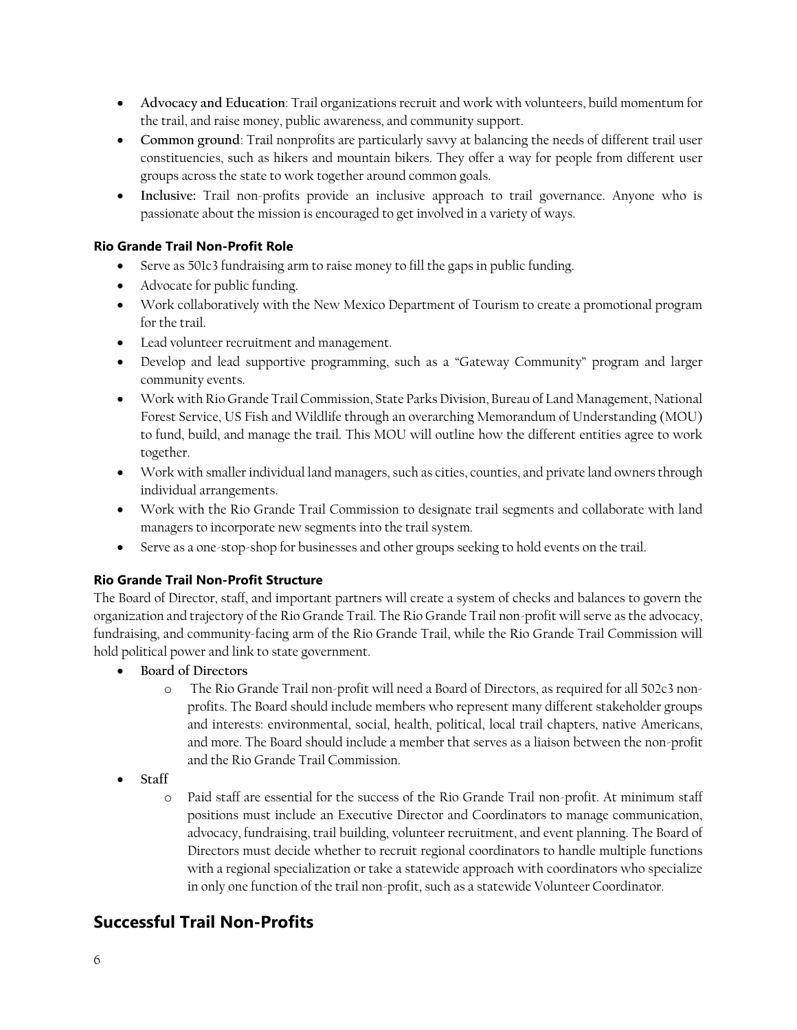- **Advocacy and Education**: Trail organizations recruit and work with volunteers, build momentum for the trail, and raise money, public awareness, and community support.
- **Common ground**: Trail nonprofits are particularly savvy at balancing the needs of different trail user constituencies, such as hikers and mountain bikers. They offer a way for people from different user groups across the state to work together around common goals.
- **Inclusive:** Trail non-profits provide an inclusive approach to trail governance. Anyone who is passionate about the mission is encouraged to get involved in a variety of ways.

### Rio Grande Trail Non-Profit Role

- Serve as 501c3 fundraising arm to raise money to fill the gaps in public funding.
- Advocate for public funding.
- Work collaboratively with the New Mexico Department of Tourism to create a promotional program for the trail.
- Lead volunteer recruitment and management.
- Develop and lead supportive programming, such as a "Gateway Community" program and larger community events.
- Work with Rio Grande Trail Commission, State Parks Division, Bureau of Land Management, National Forest Service, US Fish and Wildlife through an overarching Memorandum of Understanding (MOU) to fund, build, and manage the trail. This MOU will outline how the different entities agree to work together.
- Work with smaller individual land managers, such as cities, counties, and private land owners through individual arrangements.
- Work with the Rio Grande Trail Commission to designate trail segments and collaborate with land managers to incorporate new segments into the trail system.
- Serve as a one-stop-shop for businesses and other groups seeking to hold events on the trail.

### Rio Grande Trail Non-Profit Structure

The Board of Director, staff, and important partners will create a system of checks and balances to govern the organization and trajectory of the Rio Grande Trail. The Rio Grande Trail non-profit will serve as the advocacy, fundraising, and community-facing arm of the Rio Grande Trail, while the Rio Grande Trail Commission will hold political power and link to state government.

- **Board of Directors**
  - The Rio Grande Trail non-profit will need a Board of Directors, as required for all 502c3 non-profits. The Board should include members who represent many different stakeholder groups and interests: environmental, social, health, political, local trail chapters, native Americans, and more. The Board should include a member that serves as a liaison between the non-profit and the Rio Grande Trail Commission.
- **Staff**
  - Paid staff are essential for the success of the Rio Grande Trail non-profit. At minimum staff positions must include an Executive Director and Coordinators to manage communication, advocacy, fundraising, trail building, volunteer recruitment, and event planning. The Board of Directors must decide whether to recruit regional coordinators to handle multiple functions with a regional specialization or take a statewide approach with coordinators who specialize in only one function of the trail non-profit, such as a statewide Volunteer Coordinator.

## Successful Trail Non-Profits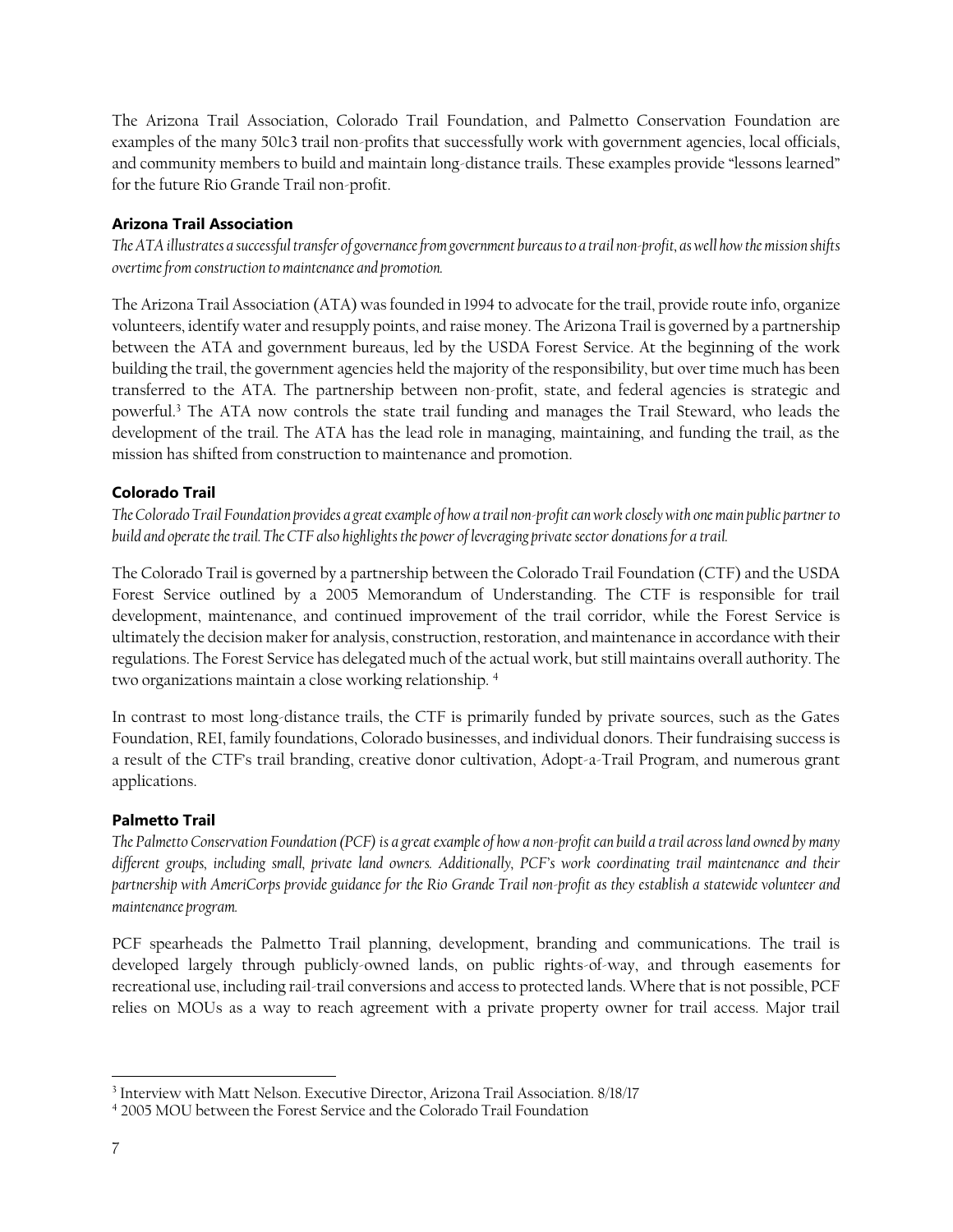The Arizona Trail Association, Colorado Trail Foundation, and Palmetto Conservation Foundation are examples of the many 501c3 trail non-profits that successfully work with government agencies, local officials, and community members to build and maintain long-distance trails. These examples provide "lessons learned" for the future Rio Grande Trail non-profit.

### Arizona Trail Association

*The ATA illustrates a successful transfer of governance from government bureaus to a trail non-profit, as well how the mission shifts overtime from construction to maintenance and promotion.*

The Arizona Trail Association (ATA) was founded in 1994 to advocate for the trail, provide route info, organize volunteers, identify water and resupply points, and raise money. The Arizona Trail is governed by a partnership between the ATA and government bureaus, led by the USDA Forest Service. At the beginning of the work building the trail, the government agencies held the majority of the responsibility, but over time much has been transferred to the ATA. The partnership between non-profit, state, and federal agencies is strategic and powerful.[3] The ATA now controls the state trail funding and manages the Trail Steward, who leads the development of the trail. The ATA has the lead role in managing, maintaining, and funding the trail, as the mission has shifted from construction to maintenance and promotion.

### Colorado Trail

*The Colorado Trail Foundation provides a great example of how a trail non-profit can work closely with one main public partner to build and operate the trail. The CTF also highlights the power of leveraging private sector donations for a trail.*

The Colorado Trail is governed by a partnership between the Colorado Trail Foundation (CTF) and the USDA Forest Service outlined by a 2005 Memorandum of Understanding. The CTF is responsible for trail development, maintenance, and continued improvement of the trail corridor, while the Forest Service is ultimately the decision maker for analysis, construction, restoration, and maintenance in accordance with their regulations. The Forest Service has delegated much of the actual work, but still maintains overall authority. The two organizations maintain a close working relationship. [4]

In contrast to most long-distance trails, the CTF is primarily funded by private sources, such as the Gates Foundation, REI, family foundations, Colorado businesses, and individual donors. Their fundraising success is a result of the CTF's trail branding, creative donor cultivation, Adopt-a-Trail Program, and numerous grant applications.

### Palmetto Trail

*The Palmetto Conservation Foundation (PCF) is a great example of how a non-profit can build a trail across land owned by many different groups, including small, private land owners. Additionally, PCF's work coordinating trail maintenance and their partnership with AmeriCorps provide guidance for the Rio Grande Trail non-profit as they establish a statewide volunteer and maintenance program.*

PCF spearheads the Palmetto Trail planning, development, branding and communications. The trail is developed largely through publicly-owned lands, on public rights-of-way, and through easements for recreational use, including rail-trail conversions and access to protected lands. Where that is not possible, PCF relies on MOUs as a way to reach agreement with a private property owner for trail access. Major trail

---

[3] Interview with Matt Nelson. Executive Director, Arizona Trail Association. 8/18/17

[4] 2005 MOU between the Forest Service and the Colorado Trail Foundation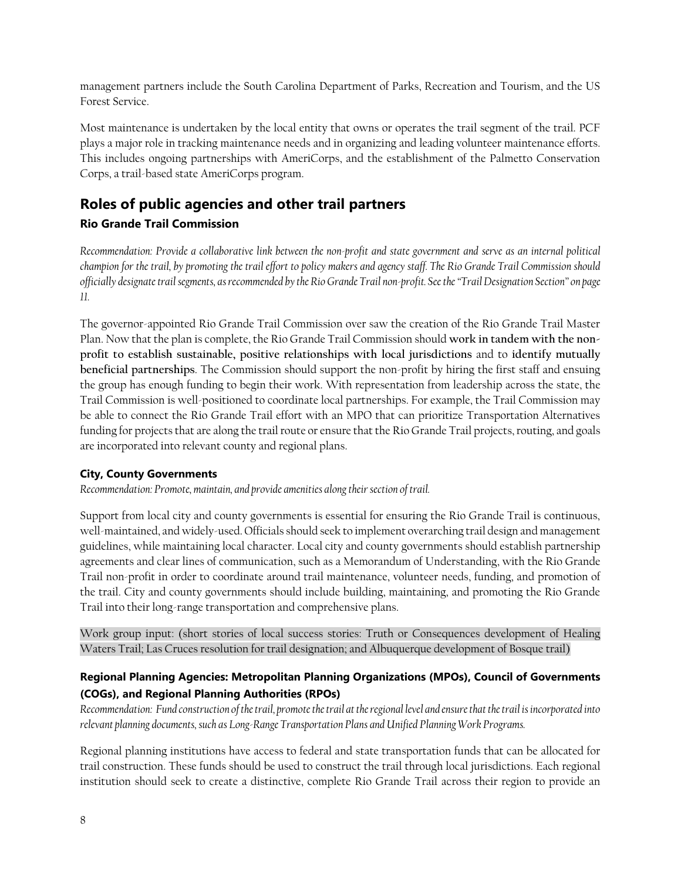management partners include the South Carolina Department of Parks, Recreation and Tourism, and the US Forest Service.

Most maintenance is undertaken by the local entity that owns or operates the trail segment of the trail. PCF plays a major role in tracking maintenance needs and in organizing and leading volunteer maintenance efforts. This includes ongoing partnerships with AmeriCorps, and the establishment of the Palmetto Conservation Corps, a trail-based state AmeriCorps program.

## Roles of public agencies and other trail partners

### Rio Grande Trail Commission

*Recommendation: Provide a collaborative link between the non-profit and state government and serve as an internal political champion for the trail, by promoting the trail effort to policy makers and agency staff. The Rio Grande Trail Commission should officially designate trail segments, as recommended by the Rio Grande Trail non-profit. See the "Trail Designation Section" on page 11.*

The governor-appointed Rio Grande Trail Commission over saw the creation of the Rio Grande Trail Master Plan. Now that the plan is complete, the Rio Grande Trail Commission should **work in tandem with the non-profit to establish sustainable, positive relationships with local jurisdictions** and to **identify mutually beneficial partnerships**. The Commission should support the non-profit by hiring the first staff and ensuing the group has enough funding to begin their work. With representation from leadership across the state, the Trail Commission is well-positioned to coordinate local partnerships. For example, the Trail Commission may be able to connect the Rio Grande Trail effort with an MPO that can prioritize Transportation Alternatives funding for projects that are along the trail route or ensure that the Rio Grande Trail projects, routing, and goals are incorporated into relevant county and regional plans.

### City, County Governments

*Recommendation: Promote, maintain, and provide amenities along their section of trail.*

Support from local city and county governments is essential for ensuring the Rio Grande Trail is continuous, well-maintained, and widely-used. Officials should seek to implement overarching trail design and management guidelines, while maintaining local character. Local city and county governments should establish partnership agreements and clear lines of communication, such as a Memorandum of Understanding, with the Rio Grande Trail non-profit in order to coordinate around trail maintenance, volunteer needs, funding, and promotion of the trail. City and county governments should include building, maintaining, and promoting the Rio Grande Trail into their long-range transportation and comprehensive plans.

Work group input: (short stories of local success stories: Truth or Consequences development of Healing Waters Trail; Las Cruces resolution for trail designation; and Albuquerque development of Bosque trail)

### Regional Planning Agencies: Metropolitan Planning Organizations (MPOs), Council of Governments (COGs), and Regional Planning Authorities (RPOs)

*Recommendation: Fund construction of the trail, promote the trail at the regional level and ensure that the trail is incorporated into relevant planning documents, such as Long-Range Transportation Plans and Unified Planning Work Programs.*

Regional planning institutions have access to federal and state transportation funds that can be allocated for trail construction. These funds should be used to construct the trail through local jurisdictions. Each regional institution should seek to create a distinctive, complete Rio Grande Trail across their region to provide an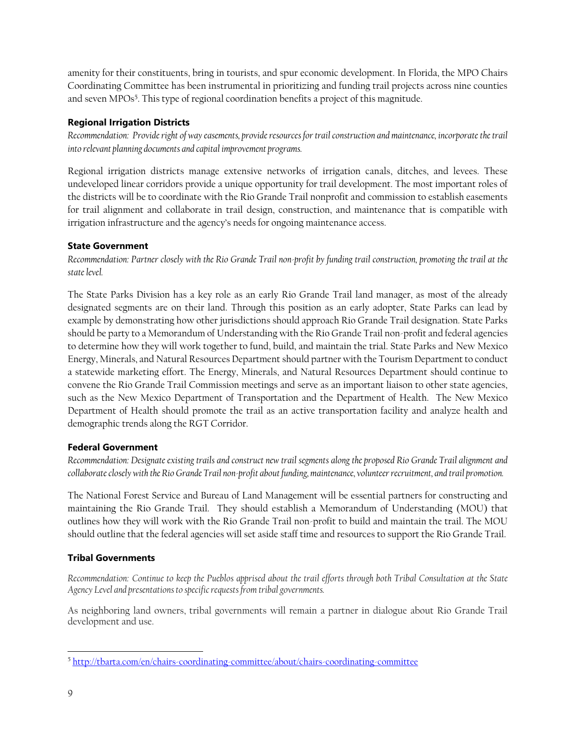amenity for their constituents, bring in tourists, and spur economic development. In Florida, the MPO Chairs Coordinating Committee has been instrumental in prioritizing and funding trail projects across nine counties and seven MPOs[5]. This type of regional coordination benefits a project of this magnitude.

### Regional Irrigation Districts

*Recommendation: Provide right of way easements, provide resources for trail construction and maintenance, incorporate the trail into relevant planning documents and capital improvement programs.*

Regional irrigation districts manage extensive networks of irrigation canals, ditches, and levees. These undeveloped linear corridors provide a unique opportunity for trail development. The most important roles of the districts will be to coordinate with the Rio Grande Trail nonprofit and commission to establish easements for trail alignment and collaborate in trail design, construction, and maintenance that is compatible with irrigation infrastructure and the agency's needs for ongoing maintenance access.

### State Government

*Recommendation: Partner closely with the Rio Grande Trail non-profit by funding trail construction, promoting the trail at the state level.*

The State Parks Division has a key role as an early Rio Grande Trail land manager, as most of the already designated segments are on their land. Through this position as an early adopter, State Parks can lead by example by demonstrating how other jurisdictions should approach Rio Grande Trail designation. State Parks should be party to a Memorandum of Understanding with the Rio Grande Trail non-profit and federal agencies to determine how they will work together to fund, build, and maintain the trial. State Parks and New Mexico Energy, Minerals, and Natural Resources Department should partner with the Tourism Department to conduct a statewide marketing effort. The Energy, Minerals, and Natural Resources Department should continue to convene the Rio Grande Trail Commission meetings and serve as an important liaison to other state agencies, such as the New Mexico Department of Transportation and the Department of Health. The New Mexico Department of Health should promote the trail as an active transportation facility and analyze health and demographic trends along the RGT Corridor.

### Federal Government

*Recommendation: Designate existing trails and construct new trail segments along the proposed Rio Grande Trail alignment and collaborate closely with the Rio Grande Trail non-profit about funding, maintenance, volunteer recruitment, and trail promotion.*

The National Forest Service and Bureau of Land Management will be essential partners for constructing and maintaining the Rio Grande Trail. They should establish a Memorandum of Understanding (MOU) that outlines how they will work with the Rio Grande Trail non-profit to build and maintain the trail. The MOU should outline that the federal agencies will set aside staff time and resources to support the Rio Grande Trail.

### Tribal Governments

*Recommendation: Continue to keep the Pueblos apprised about the trail efforts through both Tribal Consultation at the State Agency Level and presentations to specific requests from tribal governments.*

As neighboring land owners, tribal governments will remain a partner in dialogue about Rio Grande Trail development and use.

[5] http://tbarta.com/en/chairs-coordinating-committee/about/chairs-coordinating-committee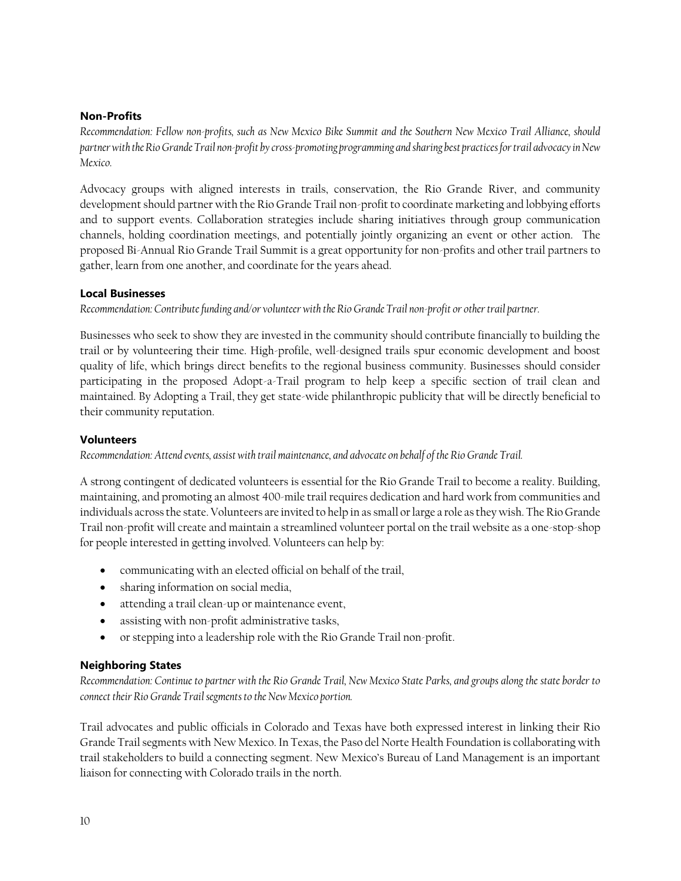### Non-Profits

*Recommendation: Fellow non-profits, such as New Mexico Bike Summit and the Southern New Mexico Trail Alliance, should partner with the Rio Grande Trail non-profit by cross-promoting programming and sharing best practices for trail advocacy in New Mexico.*

Advocacy groups with aligned interests in trails, conservation, the Rio Grande River, and community development should partner with the Rio Grande Trail non-profit to coordinate marketing and lobbying efforts and to support events. Collaboration strategies include sharing initiatives through group communication channels, holding coordination meetings, and potentially jointly organizing an event or other action. The proposed Bi-Annual Rio Grande Trail Summit is a great opportunity for non-profits and other trail partners to gather, learn from one another, and coordinate for the years ahead.

### Local Businesses

*Recommendation: Contribute funding and/or volunteer with the Rio Grande Trail non-profit or other trail partner.*

Businesses who seek to show they are invested in the community should contribute financially to building the trail or by volunteering their time. High-profile, well-designed trails spur economic development and boost quality of life, which brings direct benefits to the regional business community. Businesses should consider participating in the proposed Adopt-a-Trail program to help keep a specific section of trail clean and maintained. By Adopting a Trail, they get state-wide philanthropic publicity that will be directly beneficial to their community reputation.

### Volunteers

*Recommendation: Attend events, assist with trail maintenance, and advocate on behalf of the Rio Grande Trail.*

A strong contingent of dedicated volunteers is essential for the Rio Grande Trail to become a reality. Building, maintaining, and promoting an almost 400-mile trail requires dedication and hard work from communities and individuals across the state. Volunteers are invited to help in as small or large a role as they wish. The Rio Grande Trail non-profit will create and maintain a streamlined volunteer portal on the trail website as a one-stop-shop for people interested in getting involved. Volunteers can help by:

- communicating with an elected official on behalf of the trail,
- sharing information on social media,
- attending a trail clean-up or maintenance event,
- assisting with non-profit administrative tasks,
- or stepping into a leadership role with the Rio Grande Trail non-profit.

### Neighboring States

*Recommendation: Continue to partner with the Rio Grande Trail, New Mexico State Parks, and groups along the state border to connect their Rio Grande Trail segments to the New Mexico portion.*

Trail advocates and public officials in Colorado and Texas have both expressed interest in linking their Rio Grande Trail segments with New Mexico. In Texas, the Paso del Norte Health Foundation is collaborating with trail stakeholders to build a connecting segment. New Mexico's Bureau of Land Management is an important liaison for connecting with Colorado trails in the north.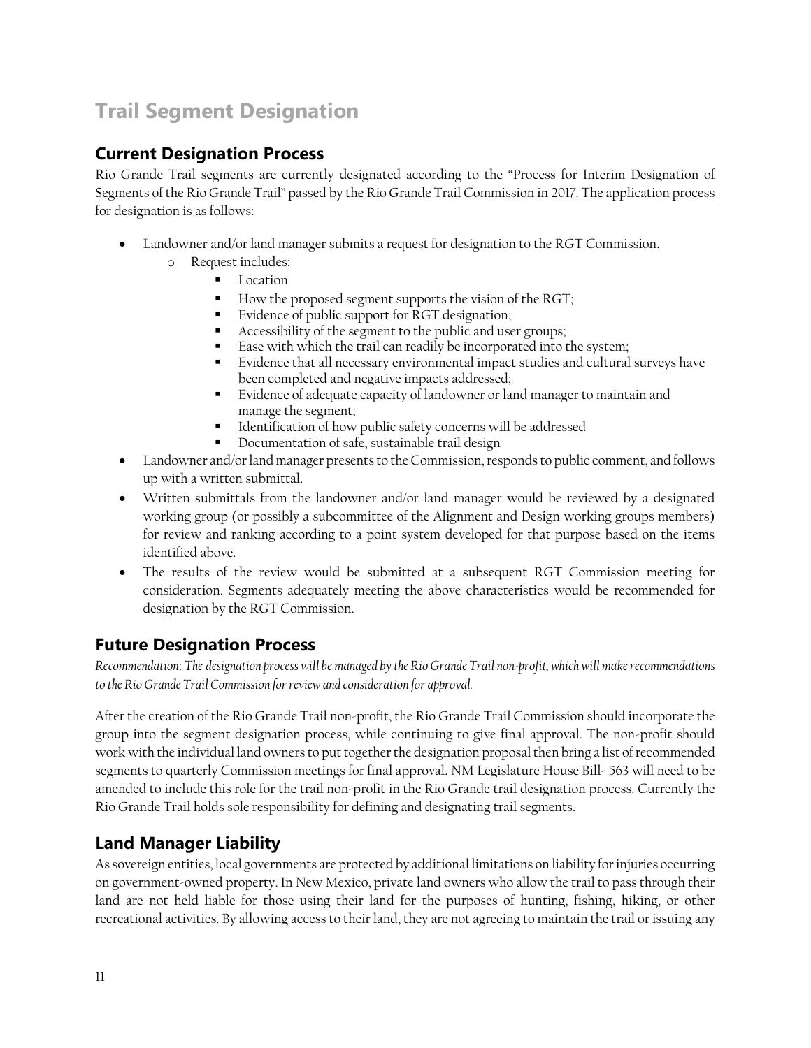# Trail Segment Designation

## Current Designation Process

Rio Grande Trail segments are currently designated according to the "Process for Interim Designation of Segments of the Rio Grande Trail" passed by the Rio Grande Trail Commission in 2017. The application process for designation is as follows:

- Landowner and/or land manager submits a request for designation to the RGT Commission.
  - Request includes:
    - Location
    - How the proposed segment supports the vision of the RGT;
    - Evidence of public support for RGT designation;
    - Accessibility of the segment to the public and user groups;
    - Ease with which the trail can readily be incorporated into the system;
    - Evidence that all necessary environmental impact studies and cultural surveys have been completed and negative impacts addressed;
    - Evidence of adequate capacity of landowner or land manager to maintain and manage the segment;
    - Identification of how public safety concerns will be addressed
    - Documentation of safe, sustainable trail design
- Landowner and/or land manager presents to the Commission, responds to public comment, and follows up with a written submittal.
- Written submittals from the landowner and/or land manager would be reviewed by a designated working group (or possibly a subcommittee of the Alignment and Design working groups members) for review and ranking according to a point system developed for that purpose based on the items identified above.
- The results of the review would be submitted at a subsequent RGT Commission meeting for consideration. Segments adequately meeting the above characteristics would be recommended for designation by the RGT Commission.

## Future Designation Process

*Recommendation: The designation process will be managed by the Rio Grande Trail non-profit, which will make recommendations to the Rio Grande Trail Commission for review and consideration for approval.*

After the creation of the Rio Grande Trail non-profit, the Rio Grande Trail Commission should incorporate the group into the segment designation process, while continuing to give final approval. The non-profit should work with the individual land owners to put together the designation proposal then bring a list of recommended segments to quarterly Commission meetings for final approval. NM Legislature House Bill- 563 will need to be amended to include this role for the trail non-profit in the Rio Grande trail designation process. Currently the Rio Grande Trail holds sole responsibility for defining and designating trail segments.

## Land Manager Liability

As sovereign entities, local governments are protected by additional limitations on liability for injuries occurring on government-owned property. In New Mexico, private land owners who allow the trail to pass through their land are not held liable for those using their land for the purposes of hunting, fishing, hiking, or other recreational activities. By allowing access to their land, they are not agreeing to maintain the trail or issuing any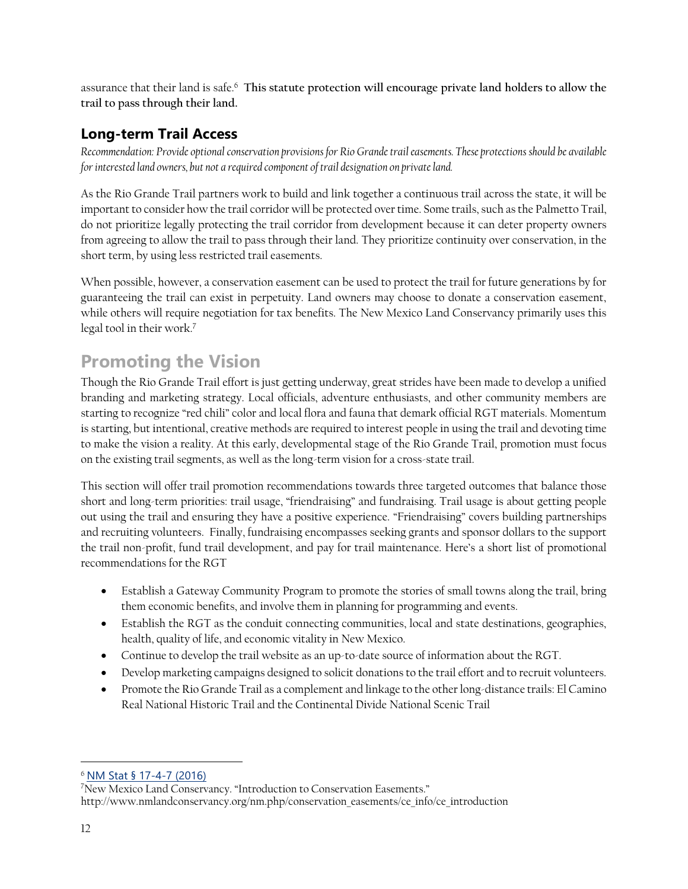assurance that their land is safe.[6] **This statute protection will encourage private land holders to allow the trail to pass through their land.**

### Long-term Trail Access

*Recommendation: Provide optional conservation provisions for Rio Grande trail easements. These protections should be available for interested land owners, but not a required component of trail designation on private land.*

As the Rio Grande Trail partners work to build and link together a continuous trail across the state, it will be important to consider how the trail corridor will be protected over time. Some trails, such as the Palmetto Trail, do not prioritize legally protecting the trail corridor from development because it can deter property owners from agreeing to allow the trail to pass through their land. They prioritize continuity over conservation, in the short term, by using less restricted trail easements.

When possible, however, a conservation easement can be used to protect the trail for future generations by for guaranteeing the trail can exist in perpetuity. Land owners may choose to donate a conservation easement, while others will require negotiation for tax benefits. The New Mexico Land Conservancy primarily uses this legal tool in their work.[7]

## Promoting the Vision

Though the Rio Grande Trail effort is just getting underway, great strides have been made to develop a unified branding and marketing strategy. Local officials, adventure enthusiasts, and other community members are starting to recognize "red chili" color and local flora and fauna that demark official RGT materials. Momentum is starting, but intentional, creative methods are required to interest people in using the trail and devoting time to make the vision a reality. At this early, developmental stage of the Rio Grande Trail, promotion must focus on the existing trail segments, as well as the long-term vision for a cross-state trail.

This section will offer trail promotion recommendations towards three targeted outcomes that balance those short and long-term priorities: trail usage, "friendraising" and fundraising. Trail usage is about getting people out using the trail and ensuring they have a positive experience. "Friendraising" covers building partnerships and recruiting volunteers. Finally, fundraising encompasses seeking grants and sponsor dollars to the support the trail non-profit, fund trail development, and pay for trail maintenance. Here's a short list of promotional recommendations for the RGT

- Establish a Gateway Community Program to promote the stories of small towns along the trail, bring them economic benefits, and involve them in planning for programming and events.
- Establish the RGT as the conduit connecting communities, local and state destinations, geographies, health, quality of life, and economic vitality in New Mexico.
- Continue to develop the trail website as an up-to-date source of information about the RGT.
- Develop marketing campaigns designed to solicit donations to the trail effort and to recruit volunteers.
- Promote the Rio Grande Trail as a complement and linkage to the other long-distance trails: El Camino Real National Historic Trail and the Continental Divide National Scenic Trail

---

[6] NM Stat § 17-4-7 (2016)

[7] New Mexico Land Conservancy. "Introduction to Conservation Easements." http://www.nmlandconservancy.org/nm.php/conservation_easements/ce_info/ce_introduction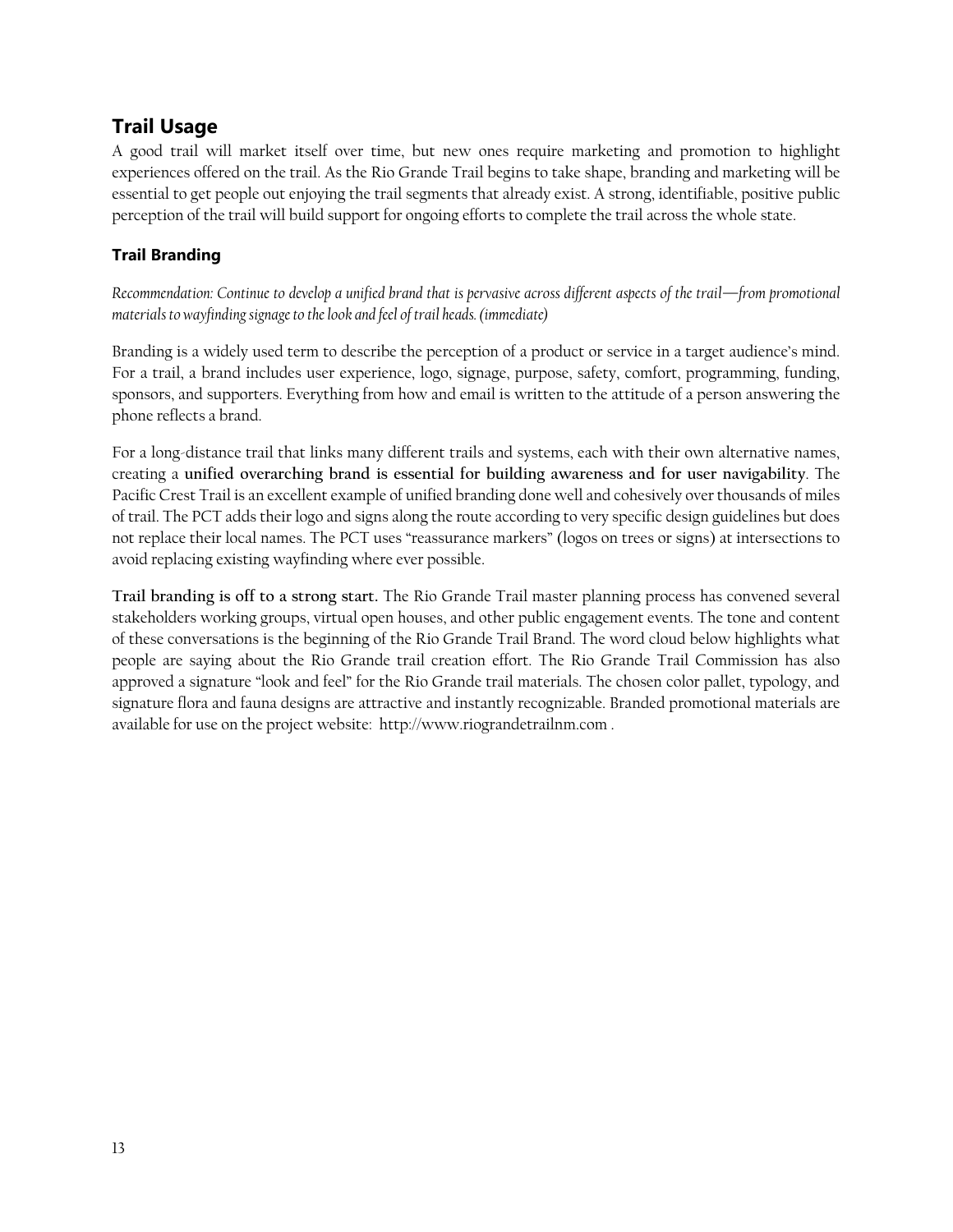## Trail Usage

A good trail will market itself over time, but new ones require marketing and promotion to highlight experiences offered on the trail. As the Rio Grande Trail begins to take shape, branding and marketing will be essential to get people out enjoying the trail segments that already exist. A strong, identifiable, positive public perception of the trail will build support for ongoing efforts to complete the trail across the whole state.

### Trail Branding

*Recommendation: Continue to develop a unified brand that is pervasive across different aspects of the trail—from promotional materials to wayfinding signage to the look and feel of trail heads. (immediate)*

Branding is a widely used term to describe the perception of a product or service in a target audience's mind. For a trail, a brand includes user experience, logo, signage, purpose, safety, comfort, programming, funding, sponsors, and supporters. Everything from how and email is written to the attitude of a person answering the phone reflects a brand.

For a long-distance trail that links many different trails and systems, each with their own alternative names, creating a **unified overarching brand is essential for building awareness and for user navigability**. The Pacific Crest Trail is an excellent example of unified branding done well and cohesively over thousands of miles of trail. The PCT adds their logo and signs along the route according to very specific design guidelines but does not replace their local names. The PCT uses "reassurance markers" (logos on trees or signs) at intersections to avoid replacing existing wayfinding where ever possible.

**Trail branding is off to a strong start.** The Rio Grande Trail master planning process has convened several stakeholders working groups, virtual open houses, and other public engagement events. The tone and content of these conversations is the beginning of the Rio Grande Trail Brand. The word cloud below highlights what people are saying about the Rio Grande trail creation effort. The Rio Grande Trail Commission has also approved a signature "look and feel" for the Rio Grande trail materials. The chosen color pallet, typology, and signature flora and fauna designs are attractive and instantly recognizable. Branded promotional materials are available for use on the project website: http://www.riograndetrailnm.com .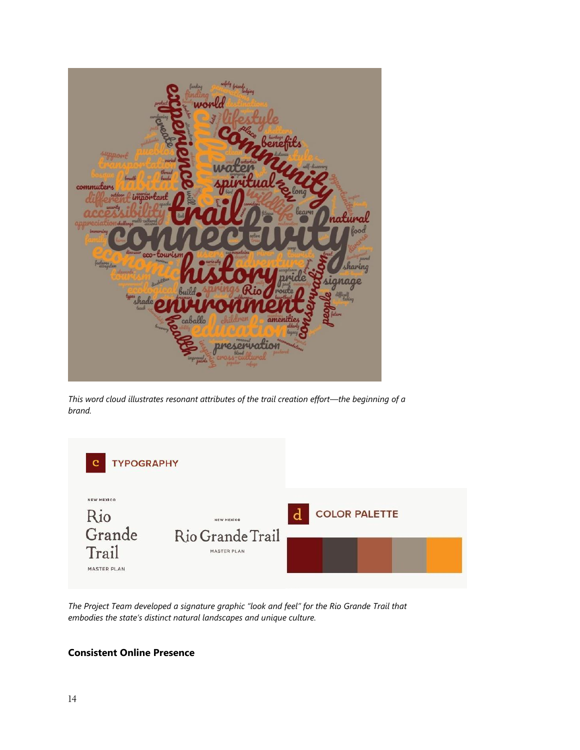*This word cloud illustrates resonant attributes of the trail creation effort—the beginning of a brand.*

*The Project Team developed a signature graphic "look and feel" for the Rio Grande Trail that embodies the state's distinct natural landscapes and unique culture.*

**Consistent Online Presence**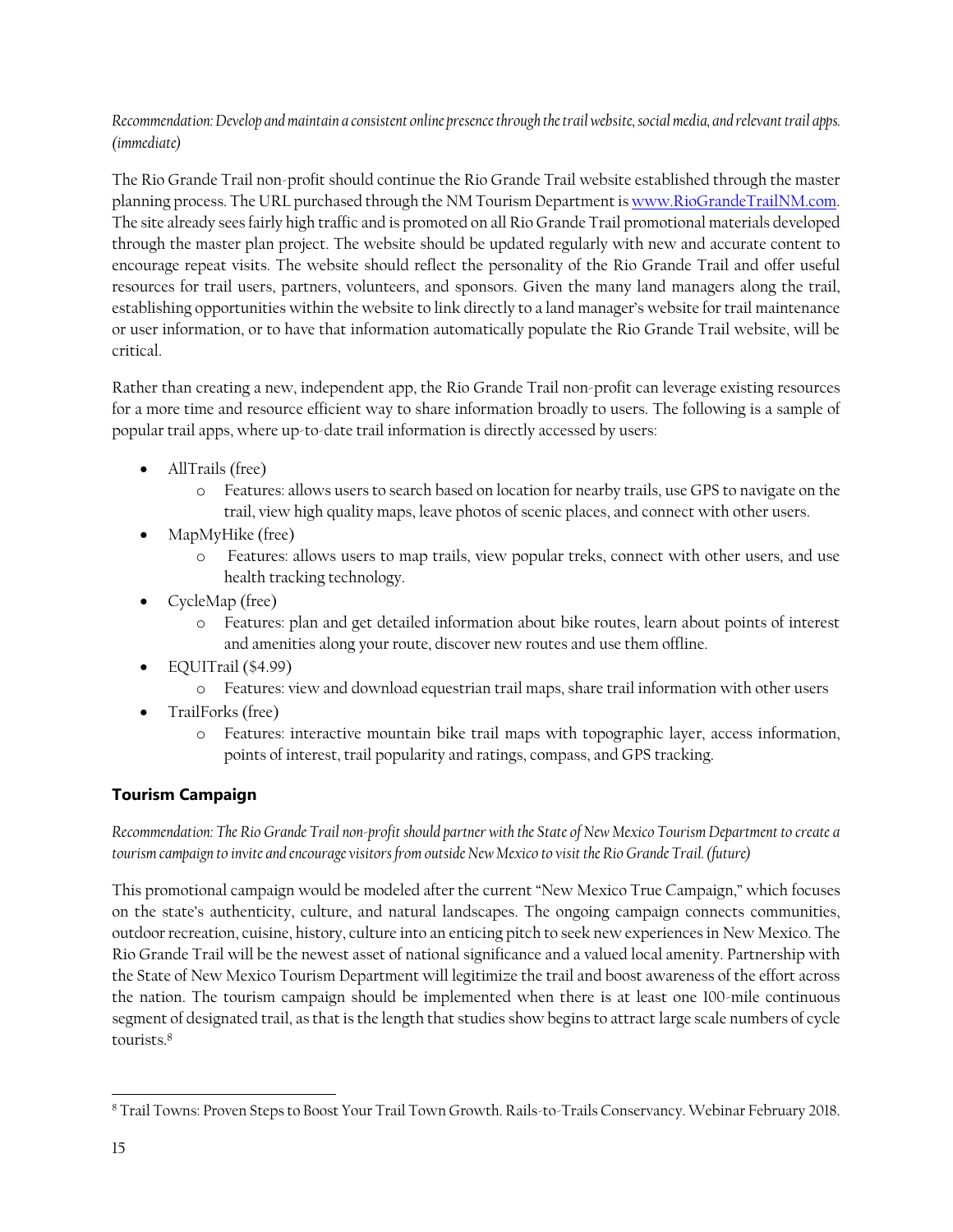*Recommendation: Develop and maintain a consistent online presence through the trail website, social media, and relevant trail apps. (immediate)*

The Rio Grande Trail non-profit should continue the Rio Grande Trail website established through the master planning process. The URL purchased through the NM Tourism Department is [www.RioGrandeTrailNM.com](http://www.RioGrandeTrailNM.com). The site already sees fairly high traffic and is promoted on all Rio Grande Trail promotional materials developed through the master plan project. The website should be updated regularly with new and accurate content to encourage repeat visits. The website should reflect the personality of the Rio Grande Trail and offer useful resources for trail users, partners, volunteers, and sponsors. Given the many land managers along the trail, establishing opportunities within the website to link directly to a land manager's website for trail maintenance or user information, or to have that information automatically populate the Rio Grande Trail website, will be critical.

Rather than creating a new, independent app, the Rio Grande Trail non-profit can leverage existing resources for a more time and resource efficient way to share information broadly to users. The following is a sample of popular trail apps, where up-to-date trail information is directly accessed by users:

- AllTrails (free)
  - Features: allows users to search based on location for nearby trails, use GPS to navigate on the trail, view high quality maps, leave photos of scenic places, and connect with other users.
- MapMyHike (free)
  - Features: allows users to map trails, view popular treks, connect with other users, and use health tracking technology.
- CycleMap (free)
  - Features: plan and get detailed information about bike routes, learn about points of interest and amenities along your route, discover new routes and use them offline.
- EQUITrail ($4.99)
  - Features: view and download equestrian trail maps, share trail information with other users
- TrailForks (free)
  - Features: interactive mountain bike trail maps with topographic layer, access information, points of interest, trail popularity and ratings, compass, and GPS tracking.

## Tourism Campaign

*Recommendation: The Rio Grande Trail non-profit should partner with the State of New Mexico Tourism Department to create a tourism campaign to invite and encourage visitors from outside New Mexico to visit the Rio Grande Trail. (future)*

This promotional campaign would be modeled after the current "New Mexico True Campaign," which focuses on the state's authenticity, culture, and natural landscapes. The ongoing campaign connects communities, outdoor recreation, cuisine, history, culture into an enticing pitch to seek new experiences in New Mexico. The Rio Grande Trail will be the newest asset of national significance and a valued local amenity. Partnership with the State of New Mexico Tourism Department will legitimize the trail and boost awareness of the effort across the nation. The tourism campaign should be implemented when there is at least one 100-mile continuous segment of designated trail, as that is the length that studies show begins to attract large scale numbers of cycle tourists.[8]

---

[8] Trail Towns: Proven Steps to Boost Your Trail Town Growth. Rails-to-Trails Conservancy. Webinar February 2018.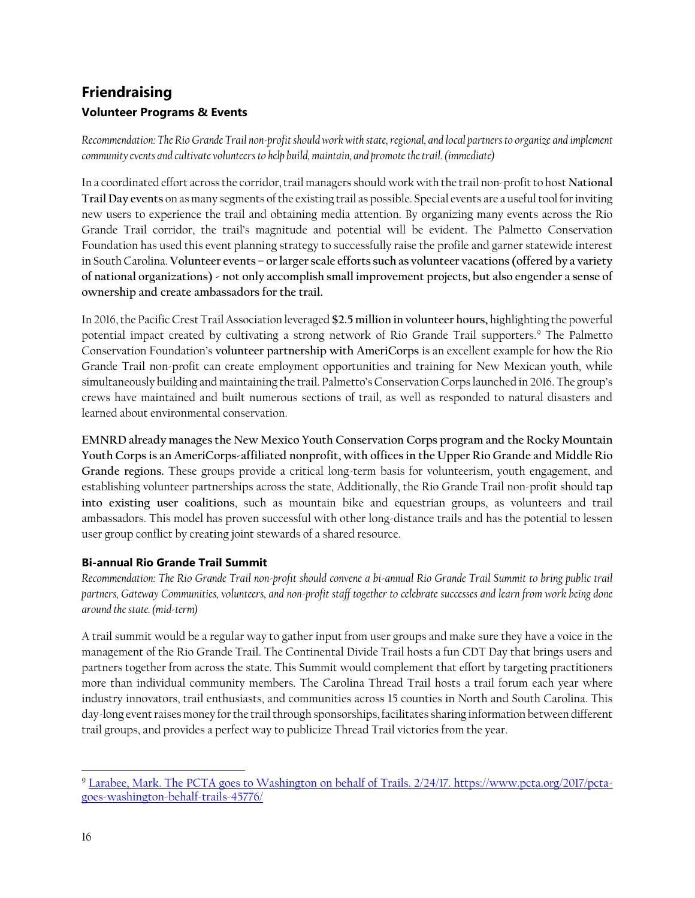## Friendraising

### Volunteer Programs & Events

*Recommendation: The Rio Grande Trail non-profit should work with state, regional, and local partners to organize and implement community events and cultivate volunteers to help build, maintain, and promote the trail. (immediate)*

In a coordinated effort across the corridor, trail managers should work with the trail non-profit to host **National Trail Day events** on as many segments of the existing trail as possible. Special events are a useful tool for inviting new users to experience the trail and obtaining media attention. By organizing many events across the Rio Grande Trail corridor, the trail's magnitude and potential will be evident. The Palmetto Conservation Foundation has used this event planning strategy to successfully raise the profile and garner statewide interest in South Carolina. **Volunteer events – or larger scale efforts such as volunteer vacations (offered by a variety of national organizations) - not only accomplish small improvement projects, but also engender a sense of ownership and create ambassadors for the trail.**

In 2016, the Pacific Crest Trail Association leveraged **$2.5 million in volunteer hours,** highlighting the powerful potential impact created by cultivating a strong network of Rio Grande Trail supporters.[9] The Palmetto Conservation Foundation's **volunteer partnership with AmeriCorps** is an excellent example for how the Rio Grande Trail non-profit can create employment opportunities and training for New Mexican youth, while simultaneously building and maintaining the trail. Palmetto's Conservation Corps launched in 2016. The group's crews have maintained and built numerous sections of trail, as well as responded to natural disasters and learned about environmental conservation.

**EMNRD already manages the New Mexico Youth Conservation Corps program and the Rocky Mountain Youth Corps is an AmeriCorps-affiliated nonprofit, with offices in the Upper Rio Grande and Middle Rio Grande regions.** These groups provide a critical long-term basis for volunteerism, youth engagement, and establishing volunteer partnerships across the state, Additionally, the Rio Grande Trail non-profit should **tap into existing user coalitions**, such as mountain bike and equestrian groups, as volunteers and trail ambassadors. This model has proven successful with other long-distance trails and has the potential to lessen user group conflict by creating joint stewards of a shared resource.

### Bi-annual Rio Grande Trail Summit

*Recommendation: The Rio Grande Trail non-profit should convene a bi-annual Rio Grande Trail Summit to bring public trail partners, Gateway Communities, volunteers, and non-profit staff together to celebrate successes and learn from work being done around the state. (mid-term)*

A trail summit would be a regular way to gather input from user groups and make sure they have a voice in the management of the Rio Grande Trail. The Continental Divide Trail hosts a fun CDT Day that brings users and partners together from across the state. This Summit would complement that effort by targeting practitioners more than individual community members. The Carolina Thread Trail hosts a trail forum each year where industry innovators, trail enthusiasts, and communities across 15 counties in North and South Carolina. This day-long event raises money for the trail through sponsorships, facilitates sharing information between different trail groups, and provides a perfect way to publicize Thread Trail victories from the year.

---

[9] Larabee, Mark. The PCTA goes to Washington on behalf of Trails. 2/24/17. https://www.pcta.org/2017/pcta-goes-washington-behalf-trails-45776/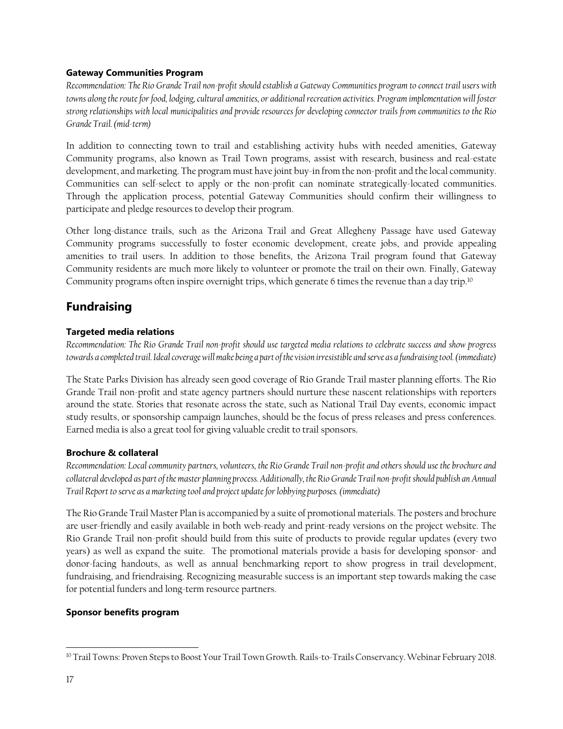### Gateway Communities Program

*Recommendation: The Rio Grande Trail non-profit should establish a Gateway Communities program to connect trail users with towns along the route for food, lodging, cultural amenities, or additional recreation activities. Program implementation will foster strong relationships with local municipalities and provide resources for developing connector trails from communities to the Rio Grande Trail. (mid-term)*

In addition to connecting town to trail and establishing activity hubs with needed amenities, Gateway Community programs, also known as Trail Town programs, assist with research, business and real-estate development, and marketing. The program must have joint buy-in from the non-profit and the local community. Communities can self-select to apply or the non-profit can nominate strategically-located communities. Through the application process, potential Gateway Communities should confirm their willingness to participate and pledge resources to develop their program.

Other long-distance trails, such as the Arizona Trail and Great Allegheny Passage have used Gateway Community programs successfully to foster economic development, create jobs, and provide appealing amenities to trail users. In addition to those benefits, the Arizona Trail program found that Gateway Community residents are much more likely to volunteer or promote the trail on their own. Finally, Gateway Community programs often inspire overnight trips, which generate 6 times the revenue than a day trip.[10]

## Fundraising

### Targeted media relations

*Recommendation: The Rio Grande Trail non-profit should use targeted media relations to celebrate success and show progress towards a completed trail. Ideal coverage will make being a part of the vision irresistible and serve as a fundraising tool. (immediate)*

The State Parks Division has already seen good coverage of Rio Grande Trail master planning efforts. The Rio Grande Trail non-profit and state agency partners should nurture these nascent relationships with reporters around the state. Stories that resonate across the state, such as National Trail Day events, economic impact study results, or sponsorship campaign launches, should be the focus of press releases and press conferences. Earned media is also a great tool for giving valuable credit to trail sponsors.

### Brochure & collateral

*Recommendation: Local community partners, volunteers, the Rio Grande Trail non-profit and others should use the brochure and collateral developed as part of the master planning process. Additionally, the Rio Grande Trail non-profit should publish an Annual Trail Report to serve as a marketing tool and project update for lobbying purposes. (immediate)*

The Rio Grande Trail Master Plan is accompanied by a suite of promotional materials. The posters and brochure are user-friendly and easily available in both web-ready and print-ready versions on the project website. The Rio Grande Trail non-profit should build from this suite of products to provide regular updates (every two years) as well as expand the suite. The promotional materials provide a basis for developing sponsor- and donor-facing handouts, as well as annual benchmarking report to show progress in trail development, fundraising, and friendraising. Recognizing measurable success is an important step towards making the case for potential funders and long-term resource partners.

### Sponsor benefits program

[10] Trail Towns: Proven Steps to Boost Your Trail Town Growth. Rails-to-Trails Conservancy. Webinar February 2018.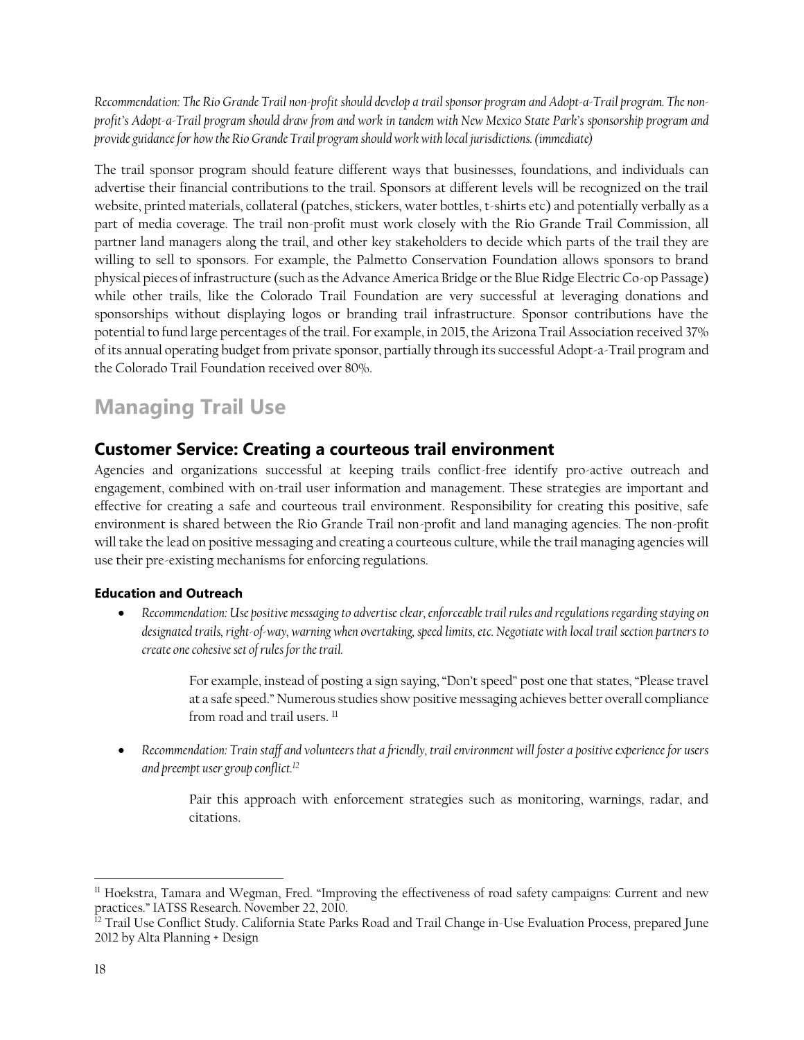*Recommendation: The Rio Grande Trail non-profit should develop a trail sponsor program and Adopt-a-Trail program. The non-profit's Adopt-a-Trail program should draw from and work in tandem with New Mexico State Park's sponsorship program and provide guidance for how the Rio Grande Trail program should work with local jurisdictions. (immediate)*

The trail sponsor program should feature different ways that businesses, foundations, and individuals can advertise their financial contributions to the trail. Sponsors at different levels will be recognized on the trail website, printed materials, collateral (patches, stickers, water bottles, t-shirts etc) and potentially verbally as a part of media coverage. The trail non-profit must work closely with the Rio Grande Trail Commission, all partner land managers along the trail, and other key stakeholders to decide which parts of the trail they are willing to sell to sponsors. For example, the Palmetto Conservation Foundation allows sponsors to brand physical pieces of infrastructure (such as the Advance America Bridge or the Blue Ridge Electric Co-op Passage) while other trails, like the Colorado Trail Foundation are very successful at leveraging donations and sponsorships without displaying logos or branding trail infrastructure. Sponsor contributions have the potential to fund large percentages of the trail. For example, in 2015, the Arizona Trail Association received 37% of its annual operating budget from private sponsor, partially through its successful Adopt-a-Trail program and the Colorado Trail Foundation received over 80%.

# Managing Trail Use

## Customer Service: Creating a courteous trail environment

Agencies and organizations successful at keeping trails conflict-free identify pro-active outreach and engagement, combined with on-trail user information and management. These strategies are important and effective for creating a safe and courteous trail environment. Responsibility for creating this positive, safe environment is shared between the Rio Grande Trail non-profit and land managing agencies. The non-profit will take the lead on positive messaging and creating a courteous culture, while the trail managing agencies will use their pre-existing mechanisms for enforcing regulations.

### Education and Outreach

- *Recommendation: Use positive messaging to advertise clear, enforceable trail rules and regulations regarding staying on designated trails, right-of-way, warning when overtaking, speed limits, etc. Negotiate with local trail section partners to create one cohesive set of rules for the trail.*

  For example, instead of posting a sign saying, "Don't speed" post one that states, "Please travel at a safe speed." Numerous studies show positive messaging achieves better overall compliance from road and trail users. [11]

- *Recommendation: Train staff and volunteers that a friendly, trail environment will foster a positive experience for users and preempt user group conflict.*[12]

  Pair this approach with enforcement strategies such as monitoring, warnings, radar, and citations.

---

[11] Hoekstra, Tamara and Wegman, Fred. "Improving the effectiveness of road safety campaigns: Current and new practices." IATSS Research. November 22, 2010.

[12] Trail Use Conflict Study. California State Parks Road and Trail Change in-Use Evaluation Process, prepared June 2012 by Alta Planning + Design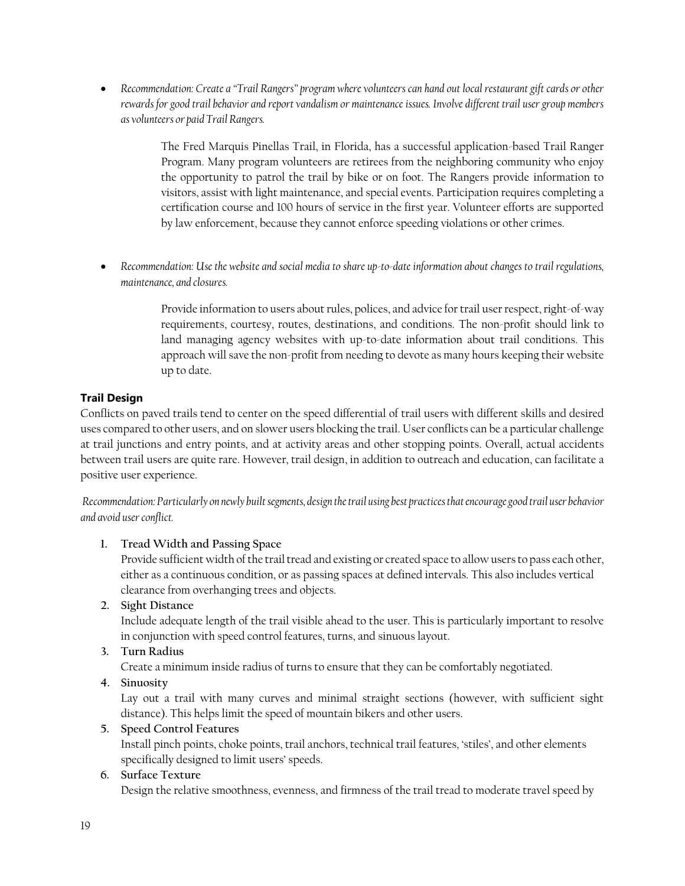- *Recommendation: Create a "Trail Rangers" program where volunteers can hand out local restaurant gift cards or other rewards for good trail behavior and report vandalism or maintenance issues. Involve different trail user group members as volunteers or paid Trail Rangers.*

  The Fred Marquis Pinellas Trail, in Florida, has a successful application-based Trail Ranger Program. Many program volunteers are retirees from the neighboring community who enjoy the opportunity to patrol the trail by bike or on foot. The Rangers provide information to visitors, assist with light maintenance, and special events. Participation requires completing a certification course and 100 hours of service in the first year. Volunteer efforts are supported by law enforcement, because they cannot enforce speeding violations or other crimes.

- *Recommendation: Use the website and social media to share up-to-date information about changes to trail regulations, maintenance, and closures.*

  Provide information to users about rules, polices, and advice for trail user respect, right-of-way requirements, courtesy, routes, destinations, and conditions. The non-profit should link to land managing agency websites with up-to-date information about trail conditions. This approach will save the non-profit from needing to devote as many hours keeping their website up to date.

### Trail Design

Conflicts on paved trails tend to center on the speed differential of trail users with different skills and desired uses compared to other users, and on slower users blocking the trail. User conflicts can be a particular challenge at trail junctions and entry points, and at activity areas and other stopping points. Overall, actual accidents between trail users are quite rare. However, trail design, in addition to outreach and education, can facilitate a positive user experience.

*Recommendation: Particularly on newly built segments, design the trail using best practices that encourage good trail user behavior and avoid user conflict.*

1. **Tread Width and Passing Space**
   Provide sufficient width of the trail tread and existing or created space to allow users to pass each other, either as a continuous condition, or as passing spaces at defined intervals. This also includes vertical clearance from overhanging trees and objects.
2. **Sight Distance**
   Include adequate length of the trail visible ahead to the user. This is particularly important to resolve in conjunction with speed control features, turns, and sinuous layout.
3. **Turn Radius**
   Create a minimum inside radius of turns to ensure that they can be comfortably negotiated.
4. **Sinuosity**
   Lay out a trail with many curves and minimal straight sections (however, with sufficient sight distance). This helps limit the speed of mountain bikers and other users.
5. **Speed Control Features**
   Install pinch points, choke points, trail anchors, technical trail features, 'stiles', and other elements specifically designed to limit users' speeds.
6. **Surface Texture**
   Design the relative smoothness, evenness, and firmness of the trail tread to moderate travel speed by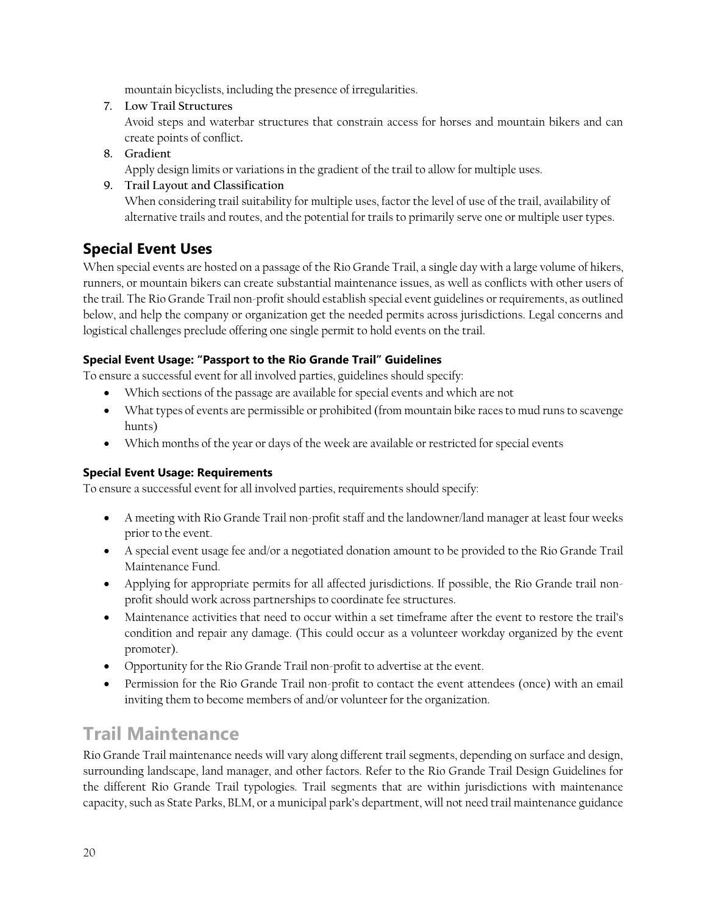mountain bicyclists, including the presence of irregularities.

7. **Low Trail Structures**
   Avoid steps and waterbar structures that constrain access for horses and mountain bikers and can create points of conflict.
8. **Gradient**
   Apply design limits or variations in the gradient of the trail to allow for multiple uses.
9. **Trail Layout and Classification**
   When considering trail suitability for multiple uses, factor the level of use of the trail, availability of alternative trails and routes, and the potential for trails to primarily serve one or multiple user types.

## Special Event Uses

When special events are hosted on a passage of the Rio Grande Trail, a single day with a large volume of hikers, runners, or mountain bikers can create substantial maintenance issues, as well as conflicts with other users of the trail. The Rio Grande Trail non-profit should establish special event guidelines or requirements, as outlined below, and help the company or organization get the needed permits across jurisdictions. Legal concerns and logistical challenges preclude offering one single permit to hold events on the trail.

### Special Event Usage: "Passport to the Rio Grande Trail" Guidelines

To ensure a successful event for all involved parties, guidelines should specify:

- Which sections of the passage are available for special events and which are not
- What types of events are permissible or prohibited (from mountain bike races to mud runs to scavenge hunts)
- Which months of the year or days of the week are available or restricted for special events

### Special Event Usage: Requirements

To ensure a successful event for all involved parties, requirements should specify:

- A meeting with Rio Grande Trail non-profit staff and the landowner/land manager at least four weeks prior to the event.
- A special event usage fee and/or a negotiated donation amount to be provided to the Rio Grande Trail Maintenance Fund.
- Applying for appropriate permits for all affected jurisdictions. If possible, the Rio Grande trail non-profit should work across partnerships to coordinate fee structures.
- Maintenance activities that need to occur within a set timeframe after the event to restore the trail's condition and repair any damage. (This could occur as a volunteer workday organized by the event promoter).
- Opportunity for the Rio Grande Trail non-profit to advertise at the event.
- Permission for the Rio Grande Trail non-profit to contact the event attendees (once) with an email inviting them to become members of and/or volunteer for the organization.

# Trail Maintenance

Rio Grande Trail maintenance needs will vary along different trail segments, depending on surface and design, surrounding landscape, land manager, and other factors. Refer to the Rio Grande Trail Design Guidelines for the different Rio Grande Trail typologies. Trail segments that are within jurisdictions with maintenance capacity, such as State Parks, BLM, or a municipal park's department, will not need trail maintenance guidance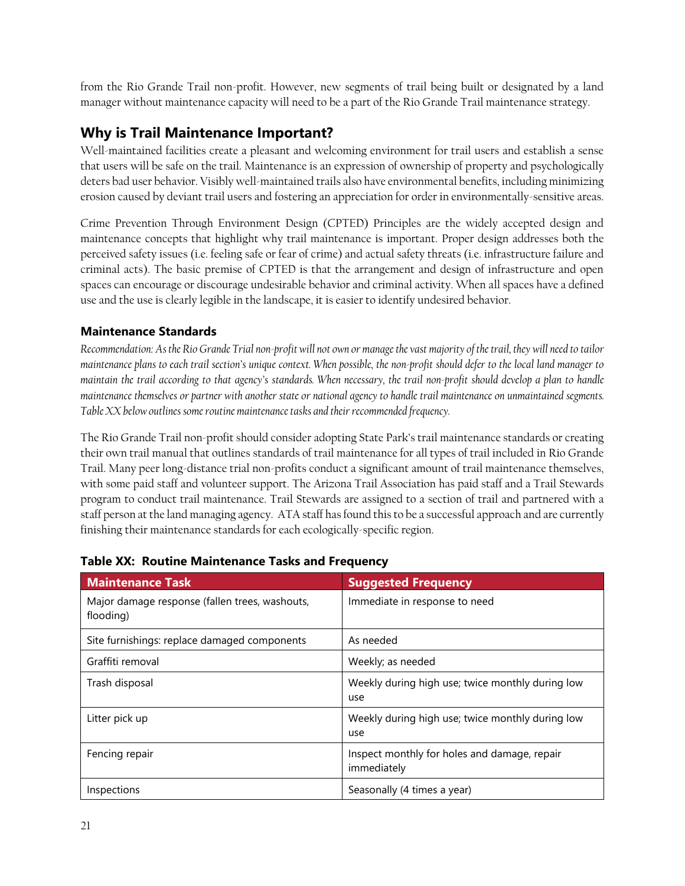from the Rio Grande Trail non-profit. However, new segments of trail being built or designated by a land manager without maintenance capacity will need to be a part of the Rio Grande Trail maintenance strategy.

## Why is Trail Maintenance Important?

Well-maintained facilities create a pleasant and welcoming environment for trail users and establish a sense that users will be safe on the trail. Maintenance is an expression of ownership of property and psychologically deters bad user behavior. Visibly well-maintained trails also have environmental benefits, including minimizing erosion caused by deviant trail users and fostering an appreciation for order in environmentally-sensitive areas.

Crime Prevention Through Environment Design (CPTED) Principles are the widely accepted design and maintenance concepts that highlight why trail maintenance is important. Proper design addresses both the perceived safety issues (i.e. feeling safe or fear of crime) and actual safety threats (i.e. infrastructure failure and criminal acts). The basic premise of CPTED is that the arrangement and design of infrastructure and open spaces can encourage or discourage undesirable behavior and criminal activity. When all spaces have a defined use and the use is clearly legible in the landscape, it is easier to identify undesired behavior.

### Maintenance Standards

*Recommendation: As the Rio Grande Trial non-profit will not own or manage the vast majority of the trail, they will need to tailor maintenance plans to each trail section's unique context. When possible, the non-profit should defer to the local land manager to maintain the trail according to that agency's standards. When necessary, the trail non-profit should develop a plan to handle maintenance themselves or partner with another state or national agency to handle trail maintenance on unmaintained segments. Table XX below outlines some routine maintenance tasks and their recommended frequency.*

The Rio Grande Trail non-profit should consider adopting State Park's trail maintenance standards or creating their own trail manual that outlines standards of trail maintenance for all types of trail included in Rio Grande Trail. Many peer long-distance trial non-profits conduct a significant amount of trail maintenance themselves, with some paid staff and volunteer support. The Arizona Trail Association has paid staff and a Trail Stewards program to conduct trail maintenance. Trail Stewards are assigned to a section of trail and partnered with a staff person at the land managing agency. ATA staff has found this to be a successful approach and are currently finishing their maintenance standards for each ecologically-specific region.

**Table XX: Routine Maintenance Tasks and Frequency**

| Maintenance Task | Suggested Frequency |
|---|---|
| Major damage response (fallen trees, washouts, flooding) | Immediate in response to need |
| Site furnishings: replace damaged components | As needed |
| Graffiti removal | Weekly; as needed |
| Trash disposal | Weekly during high use; twice monthly during low use |
| Litter pick up | Weekly during high use; twice monthly during low use |
| Fencing repair | Inspect monthly for holes and damage, repair immediately |
| Inspections | Seasonally (4 times a year) |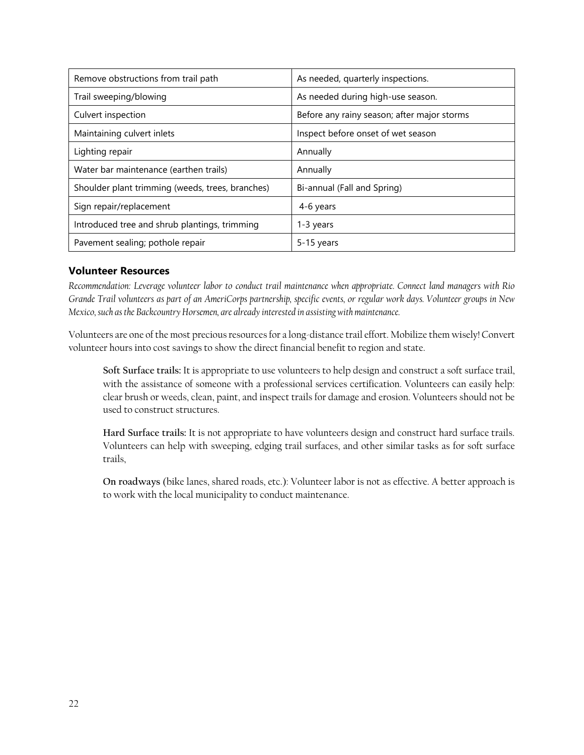| | |
|---|---|
| Remove obstructions from trail path | As needed, quarterly inspections. |
| Trail sweeping/blowing | As needed during high-use season. |
| Culvert inspection | Before any rainy season; after major storms |
| Maintaining culvert inlets | Inspect before onset of wet season |
| Lighting repair | Annually |
| Water bar maintenance (earthen trails) | Annually |
| Shoulder plant trimming (weeds, trees, branches) | Bi-annual (Fall and Spring) |
| Sign repair/replacement | 4-6 years |
| Introduced tree and shrub plantings, trimming | 1-3 years |
| Pavement sealing; pothole repair | 5-15 years |

### Volunteer Resources

*Recommendation: Leverage volunteer labor to conduct trail maintenance when appropriate. Connect land managers with Rio Grande Trail volunteers as part of an AmeriCorps partnership, specific events, or regular work days. Volunteer groups in New Mexico, such as the Backcountry Horsemen, are already interested in assisting with maintenance.*

Volunteers are one of the most precious resources for a long-distance trail effort. Mobilize them wisely! Convert volunteer hours into cost savings to show the direct financial benefit to region and state.

> **Soft Surface trails:** It is appropriate to use volunteers to help design and construct a soft surface trail, with the assistance of someone with a professional services certification. Volunteers can easily help: clear brush or weeds, clean, paint, and inspect trails for damage and erosion. Volunteers should not be used to construct structures.
>
> **Hard Surface trails:** It is not appropriate to have volunteers design and construct hard surface trails. Volunteers can help with sweeping, edging trail surfaces, and other similar tasks as for soft surface trails,
>
> **On roadways** (bike lanes, shared roads, etc.): Volunteer labor is not as effective. A better approach is to work with the local municipality to conduct maintenance.